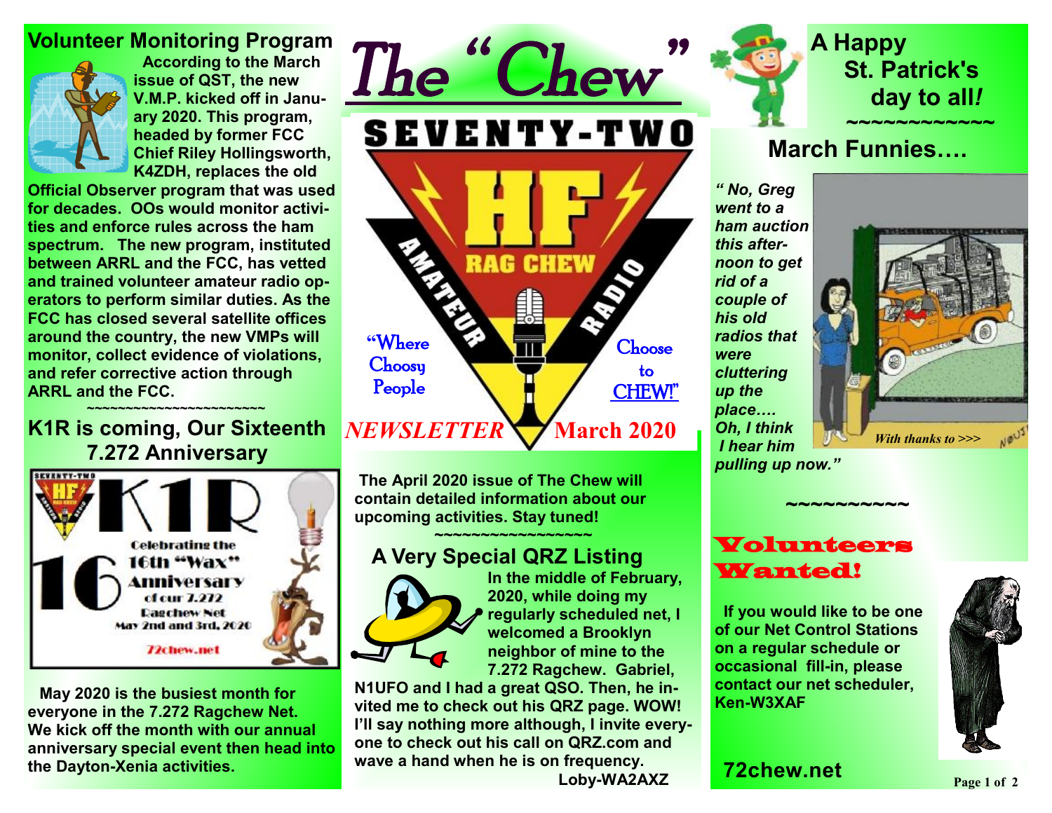# The "Chew"

SEVENTY-TWO HF RAG CHEW AMATEUR RADIO

"Where Choosy People Choose to CHEW!"

*NEWSLETTER* **March 2020**

## Volunteer Monitoring Program

**According to the March issue of QST, the new V.M.P. kicked off in January 2020. This program, headed by former FCC Chief Riley Hollingsworth, K4ZDH, replaces the old Official Observer program that was used for decades. OOs would monitor activities and enforce rules across the ham spectrum. The new program, instituted between ARRL and the FCC, has vetted and trained volunteer amateur radio operators to perform similar duties. As the FCC has closed several satellite offices around the country, the new VMPs will monitor, collect evidence of violations, and refer corrective action through ARRL and the FCC.**

~~~~~~~~~~~~~~~~~~~~~~~

## K1R is coming, Our Sixteenth 7.272 Anniversary

K1R

Celebrating the 16th "Wax" Anniversary of our 7.272 Ragchew Net

May 2nd and 3rd, 2020

72chew.net

**May 2020 is the busiest month for everyone in the 7.272 Ragchew Net. We kick off the month with our annual anniversary special event then head into the Dayton-Xenia activities.**

**The April 2020 issue of The Chew will contain detailed information about our upcoming activities. Stay tuned!**

~~~~~~~~~~~~~~~~~~

## A Very Special QRZ Listing

**In the middle of February, 2020, while doing my regularly scheduled net, I welcomed a Brooklyn neighbor of mine to the 7.272 Ragchew. Gabriel, N1UFO and I had a great QSO. Then, he invited me to check out his QRZ page. WOW! I'll say nothing more although, I invite everyone to check out his call on QRZ.com and wave a hand when he is on frequency.**

**Loby-WA2AXZ**

## A Happy St. Patrick's day to all!

~~~~~~~~~~~~

## March Funnies….

***" No, Greg went to a ham auction this afternoon to get rid of a couple of his old radios that were cluttering up the place…. Oh, I think I hear him pulling up now."***

*With thanks to >>>* N0UJ

~~~~~~~~~~

## Volunteers Wanted!

**If you would like to be one of our Net Control Stations on a regular schedule or occasional fill-in, please contact our net scheduler, Ken-W3XAF**

**72chew.net**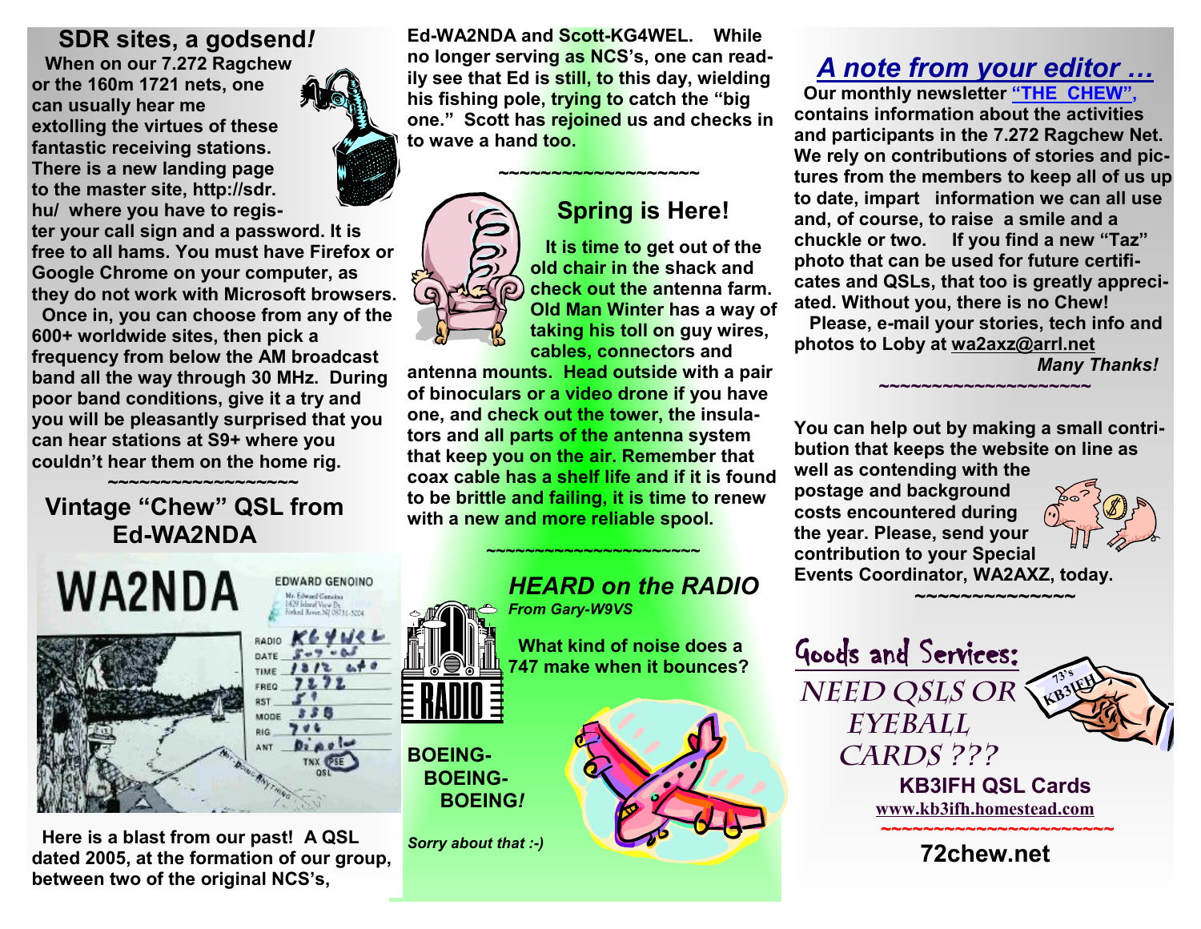## SDR sites, a godsend*!*

When on our 7.272 Ragchew or the 160m 1721 nets, one can usually hear me extolling the virtues of these fantastic receiving stations. There is a new landing page to the master site, http://sdr.hu/ where you have to register your call sign and a password. It is free to all hams. You must have Firefox or Google Chrome on your computer, as they do not work with Microsoft browsers.

Once in, you can choose from any of the 600+ worldwide sites, then pick a frequency from below the AM broadcast band all the way through 30 MHz. During poor band conditions, give it a try and you will be pleasantly surprised that you can hear stations at S9+ where you couldn't hear them on the home rig.

~~~~~~~~~~~~~~~~~~~~

## Vintage "Chew" QSL from Ed-WA2NDA

Here is a blast from our past! A QSL dated 2005, at the formation of our group, between two of the original NCS's, Ed-WA2NDA and Scott-KG4WEL. While no longer serving as NCS's, one can readily see that Ed is still, to this day, wielding his fishing pole, trying to catch the "big one." Scott has rejoined us and checks in to wave a hand too.

~~~~~~~~~~~~~~~~~~~~

## Spring is Here!

It is time to get out of the old chair in the shack and check out the antenna farm. Old Man Winter has a way of taking his toll on guy wires, cables, connectors and antenna mounts. Head outside with a pair of binoculars or a video drone if you have one, and check out the tower, the insulators and all parts of the antenna system that keep you on the air. Remember that coax cable has a shelf life and if it is found to be brittle and failing, it is time to renew with a new and more reliable spool.

~~~~~~~~~~~~~~~~~~~~~~

## *HEARD on the RADIO*

***From Gary-W9VS***

What kind of noise does a 747 make when it bounces?

BOEING-
BOEING-
BOEING*!*

*Sorry about that :-)*

## *A note from your editor …*

Our monthly newsletter "THE CHEW", contains information about the activities and participants in the 7.272 Ragchew Net. We rely on contributions of stories and pictures from the members to keep all of us up to date, impart information we can all use and, of course, to raise a smile and a chuckle or two. If you find a new "Taz" photo that can be used for future certificates and QSLs, that too is greatly appreciated. Without you, there is no Chew!

Please, e-mail your stories, tech info and photos to Loby at wa2axz@arrl.net

*Many Thanks!*

~~~~~~~~~~~~~~~~~~~~~

You can help out by making a small contribution that keeps the website on line as well as contending with the postage and background costs encountered during the year. Please, send your contribution to your Special Events Coordinator, WA2AXZ, today.

~~~~~~~~~~~~~~~

## Goods and Services:

*NEED QSLS OR EYEBALL CARDS ???*

**KB3IFH QSL Cards**

www.kb3ifh.homestead.com

~~~~~~~~~~~~~~~~~~~~~~~

**72chew.net**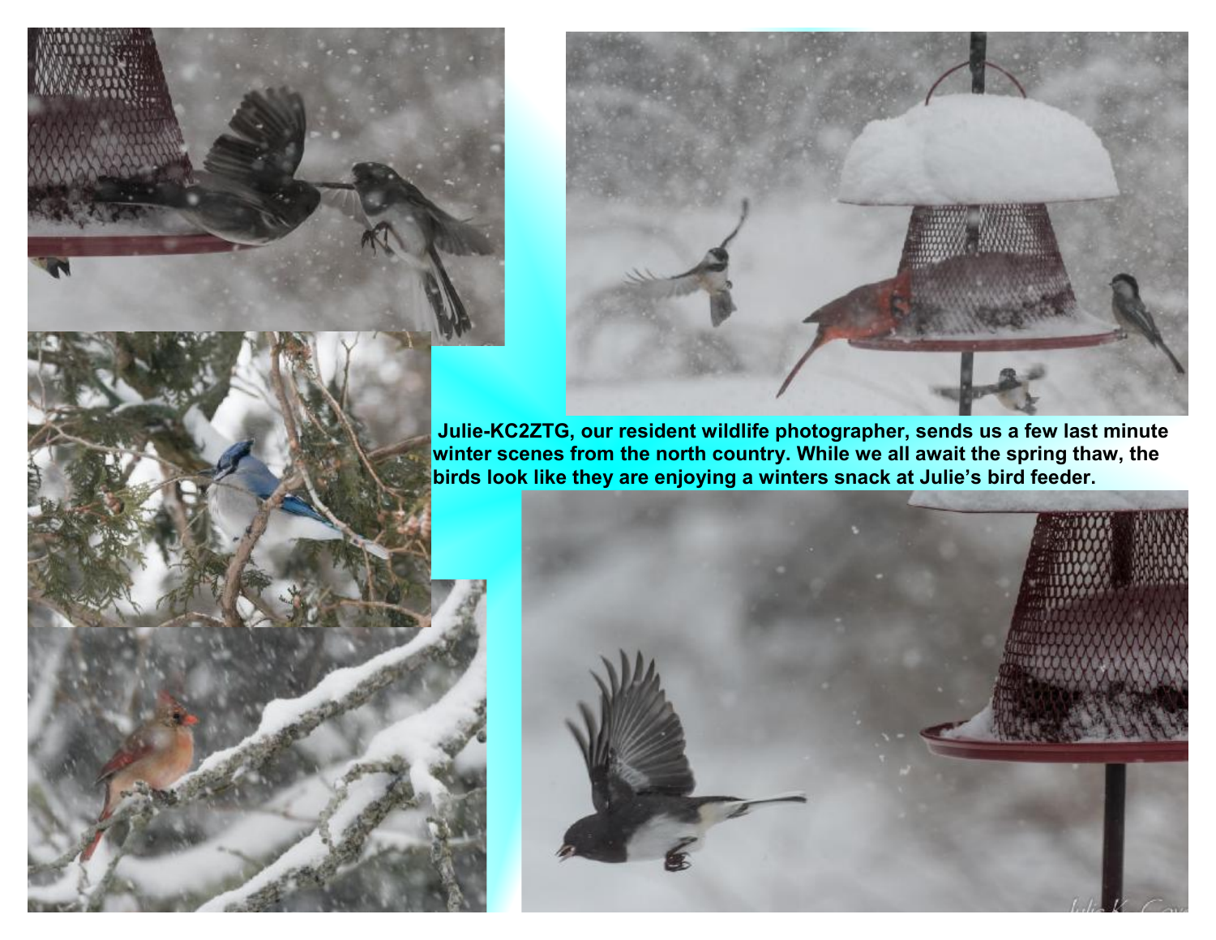**Julie-KC2ZTG, our resident wildlife photographer, sends us a few last minute winter scenes from the north country. While we all await the spring thaw, the birds look like they are enjoying a winters snack at Julie's bird feeder.**